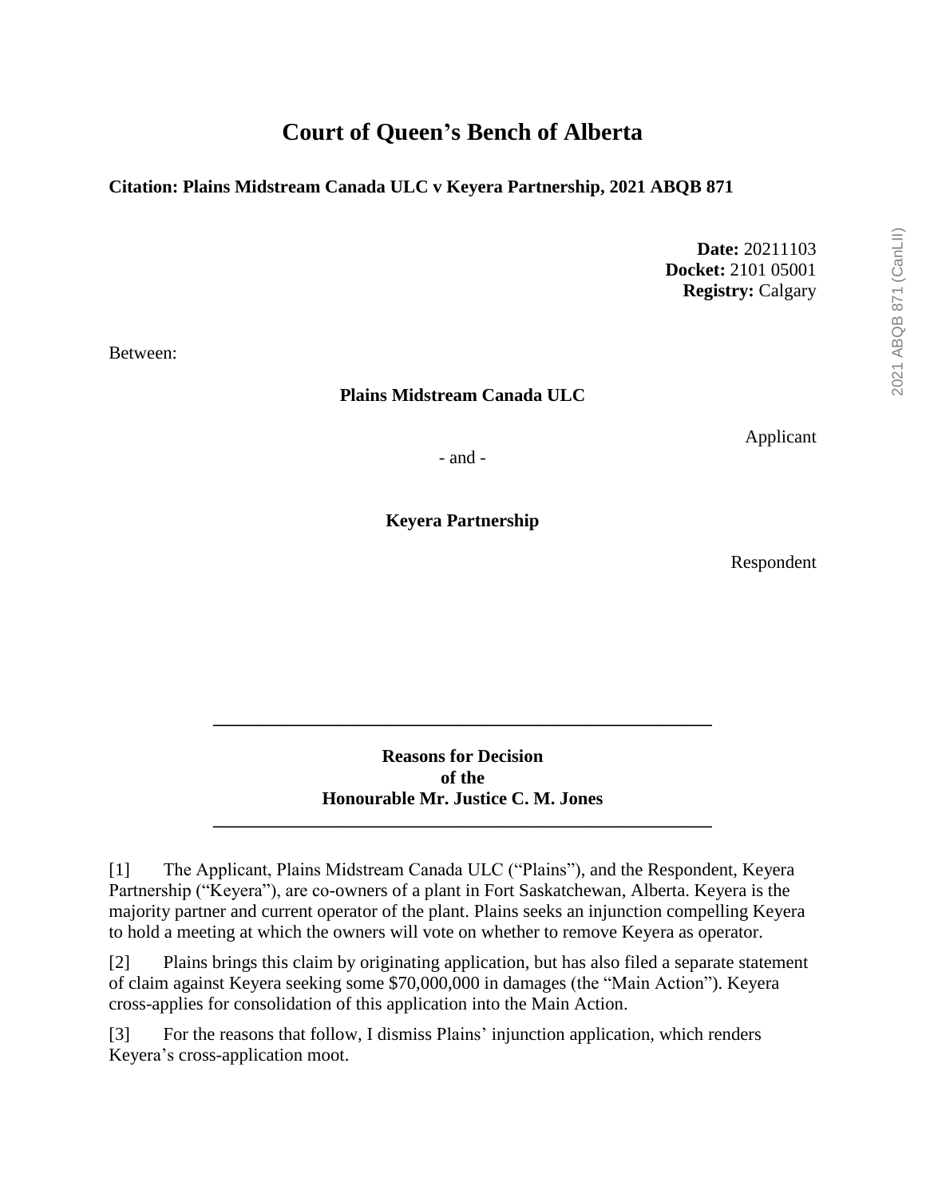# Court of Queen's Bench of Alberta

**Citation: Plains Midstream Canada ULC v Keyera Partnership, 2021 ABQB 871**

**Date:** 20211103
**Docket:** 2101 05001
**Registry:** Calgary

Between:

**Plains Midstream Canada ULC**

Applicant

\- and -

**Keyera Partnership**

Respondent

---

**Reasons for Decision**
**of the**
**Honourable Mr. Justice C. M. Jones**

---

[1] The Applicant, Plains Midstream Canada ULC ("Plains"), and the Respondent, Keyera Partnership ("Keyera"), are co-owners of a plant in Fort Saskatchewan, Alberta. Keyera is the majority partner and current operator of the plant. Plains seeks an injunction compelling Keyera to hold a meeting at which the owners will vote on whether to remove Keyera as operator.

[2] Plains brings this claim by originating application, but has also filed a separate statement of claim against Keyera seeking some $70,000,000 in damages (the "Main Action"). Keyera cross-applies for consolidation of this application into the Main Action.

[3] For the reasons that follow, I dismiss Plains' injunction application, which renders Keyera's cross-application moot.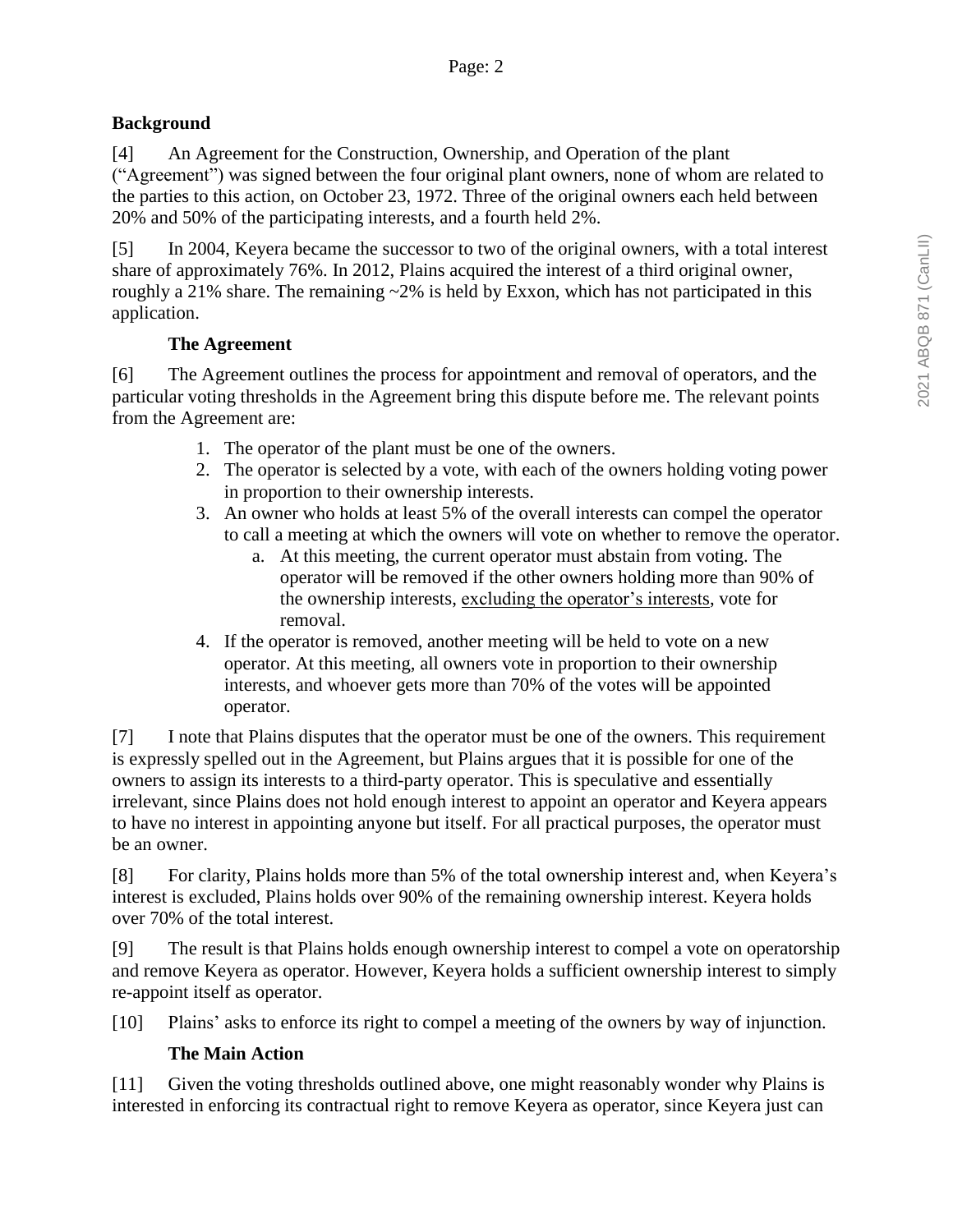## Background

[4] An Agreement for the Construction, Ownership, and Operation of the plant ("Agreement") was signed between the four original plant owners, none of whom are related to the parties to this action, on October 23, 1972. Three of the original owners each held between 20% and 50% of the participating interests, and a fourth held 2%.

[5] In 2004, Keyera became the successor to two of the original owners, with a total interest share of approximately 76%. In 2012, Plains acquired the interest of a third original owner, roughly a 21% share. The remaining ~2% is held by Exxon, which has not participated in this application.

### The Agreement

[6] The Agreement outlines the process for appointment and removal of operators, and the particular voting thresholds in the Agreement bring this dispute before me. The relevant points from the Agreement are:

1. The operator of the plant must be one of the owners.
2. The operator is selected by a vote, with each of the owners holding voting power in proportion to their ownership interests.
3. An owner who holds at least 5% of the overall interests can compel the operator to call a meeting at which the owners will vote on whether to remove the operator.
    a. At this meeting, the current operator must abstain from voting. The operator will be removed if the other owners holding more than 90% of the ownership interests, <u>excluding the operator's interests</u>, vote for removal.
4. If the operator is removed, another meeting will be held to vote on a new operator. At this meeting, all owners vote in proportion to their ownership interests, and whoever gets more than 70% of the votes will be appointed operator.

[7] I note that Plains disputes that the operator must be one of the owners. This requirement is expressly spelled out in the Agreement, but Plains argues that it is possible for one of the owners to assign its interests to a third-party operator. This is speculative and essentially irrelevant, since Plains does not hold enough interest to appoint an operator and Keyera appears to have no interest in appointing anyone but itself. For all practical purposes, the operator must be an owner.

[8] For clarity, Plains holds more than 5% of the total ownership interest and, when Keyera's interest is excluded, Plains holds over 90% of the remaining ownership interest. Keyera holds over 70% of the total interest.

[9] The result is that Plains holds enough ownership interest to compel a vote on operatorship and remove Keyera as operator. However, Keyera holds a sufficient ownership interest to simply re-appoint itself as operator.

[10] Plains' asks to enforce its right to compel a meeting of the owners by way of injunction.

### The Main Action

[11] Given the voting thresholds outlined above, one might reasonably wonder why Plains is interested in enforcing its contractual right to remove Keyera as operator, since Keyera just can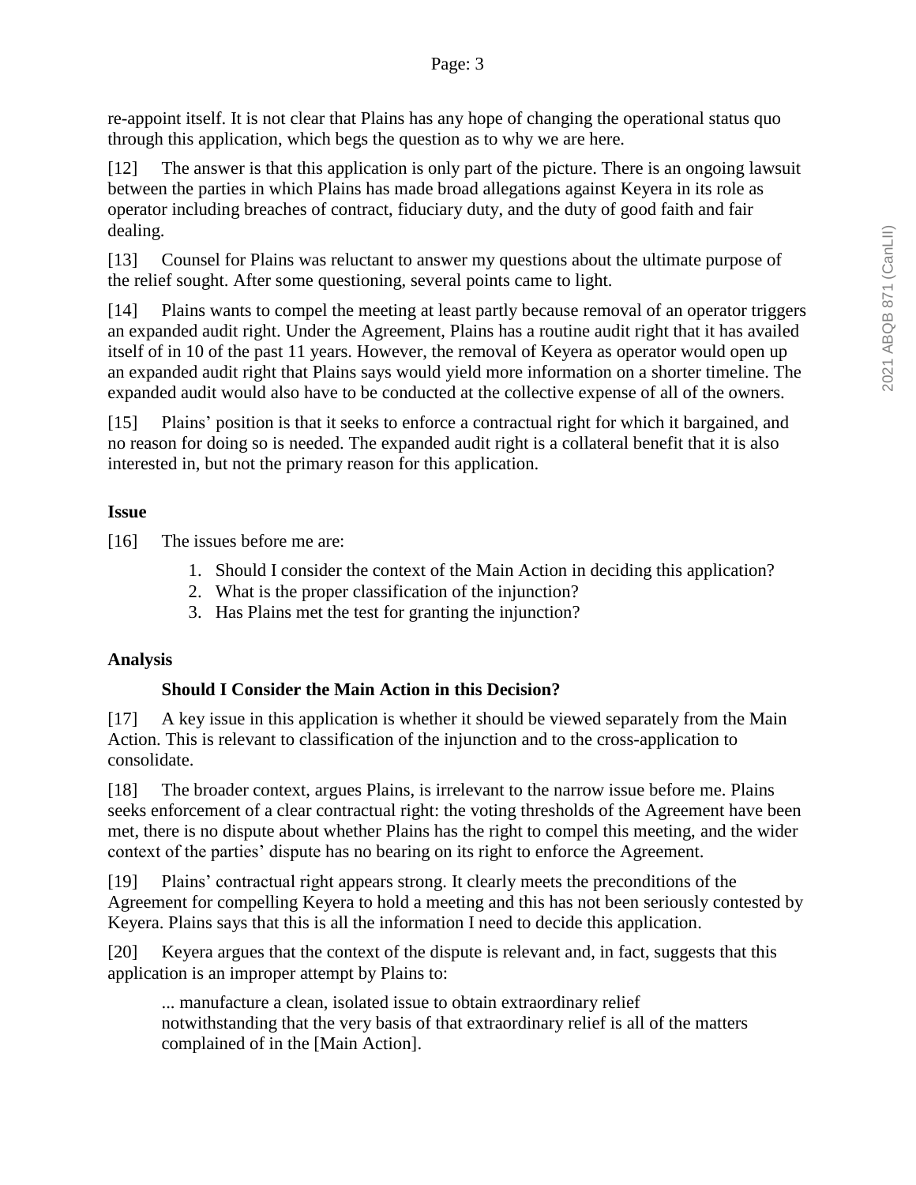re-appoint itself. It is not clear that Plains has any hope of changing the operational status quo through this application, which begs the question as to why we are here.

[12] The answer is that this application is only part of the picture. There is an ongoing lawsuit between the parties in which Plains has made broad allegations against Keyera in its role as operator including breaches of contract, fiduciary duty, and the duty of good faith and fair dealing.

[13] Counsel for Plains was reluctant to answer my questions about the ultimate purpose of the relief sought. After some questioning, several points came to light.

[14] Plains wants to compel the meeting at least partly because removal of an operator triggers an expanded audit right. Under the Agreement, Plains has a routine audit right that it has availed itself of in 10 of the past 11 years. However, the removal of Keyera as operator would open up an expanded audit right that Plains says would yield more information on a shorter timeline. The expanded audit would also have to be conducted at the collective expense of all of the owners.

[15] Plains' position is that it seeks to enforce a contractual right for which it bargained, and no reason for doing so is needed. The expanded audit right is a collateral benefit that it is also interested in, but not the primary reason for this application.

## Issue

[16] The issues before me are:

1. Should I consider the context of the Main Action in deciding this application?
2. What is the proper classification of the injunction?
3. Has Plains met the test for granting the injunction?

## Analysis

### Should I Consider the Main Action in this Decision?

[17] A key issue in this application is whether it should be viewed separately from the Main Action. This is relevant to classification of the injunction and to the cross-application to consolidate.

[18] The broader context, argues Plains, is irrelevant to the narrow issue before me. Plains seeks enforcement of a clear contractual right: the voting thresholds of the Agreement have been met, there is no dispute about whether Plains has the right to compel this meeting, and the wider context of the parties' dispute has no bearing on its right to enforce the Agreement.

[19] Plains' contractual right appears strong. It clearly meets the preconditions of the Agreement for compelling Keyera to hold a meeting and this has not been seriously contested by Keyera. Plains says that this is all the information I need to decide this application.

[20] Keyera argues that the context of the dispute is relevant and, in fact, suggests that this application is an improper attempt by Plains to:

> ... manufacture a clean, isolated issue to obtain extraordinary relief notwithstanding that the very basis of that extraordinary relief is all of the matters complained of in the [Main Action].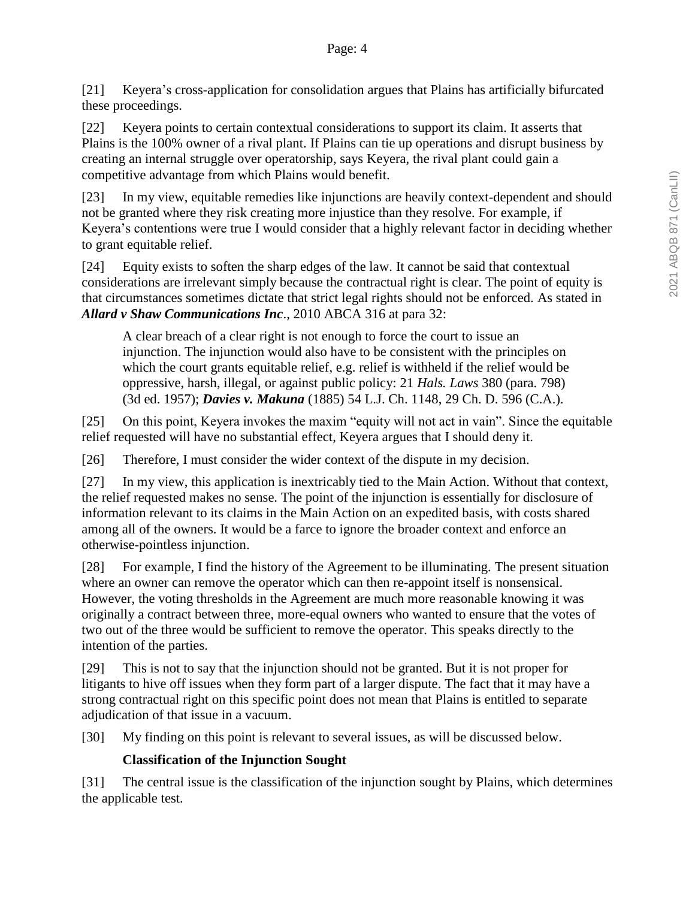[21] Keyera's cross-application for consolidation argues that Plains has artificially bifurcated these proceedings.

[22] Keyera points to certain contextual considerations to support its claim. It asserts that Plains is the 100% owner of a rival plant. If Plains can tie up operations and disrupt business by creating an internal struggle over operatorship, says Keyera, the rival plant could gain a competitive advantage from which Plains would benefit.

[23] In my view, equitable remedies like injunctions are heavily context-dependent and should not be granted where they risk creating more injustice than they resolve. For example, if Keyera's contentions were true I would consider that a highly relevant factor in deciding whether to grant equitable relief.

[24] Equity exists to soften the sharp edges of the law. It cannot be said that contextual considerations are irrelevant simply because the contractual right is clear. The point of equity is that circumstances sometimes dictate that strict legal rights should not be enforced. As stated in ***Allard v Shaw Communications Inc***., 2010 ABCA 316 at para 32:

> A clear breach of a clear right is not enough to force the court to issue an injunction. The injunction would also have to be consistent with the principles on which the court grants equitable relief, e.g. relief is withheld if the relief would be oppressive, harsh, illegal, or against public policy: 21 *Hals. Laws* 380 (para. 798) (3d ed. 1957); ***Davies v. Makuna*** (1885) 54 L.J. Ch. 1148, 29 Ch. D. 596 (C.A.).

[25] On this point, Keyera invokes the maxim "equity will not act in vain". Since the equitable relief requested will have no substantial effect, Keyera argues that I should deny it.

[26] Therefore, I must consider the wider context of the dispute in my decision.

[27] In my view, this application is inextricably tied to the Main Action. Without that context, the relief requested makes no sense. The point of the injunction is essentially for disclosure of information relevant to its claims in the Main Action on an expedited basis, with costs shared among all of the owners. It would be a farce to ignore the broader context and enforce an otherwise-pointless injunction.

[28] For example, I find the history of the Agreement to be illuminating. The present situation where an owner can remove the operator which can then re-appoint itself is nonsensical. However, the voting thresholds in the Agreement are much more reasonable knowing it was originally a contract between three, more-equal owners who wanted to ensure that the votes of two out of the three would be sufficient to remove the operator. This speaks directly to the intention of the parties.

[29] This is not to say that the injunction should not be granted. But it is not proper for litigants to hive off issues when they form part of a larger dispute. The fact that it may have a strong contractual right on this specific point does not mean that Plains is entitled to separate adjudication of that issue in a vacuum.

[30] My finding on this point is relevant to several issues, as will be discussed below.

### Classification of the Injunction Sought

[31] The central issue is the classification of the injunction sought by Plains, which determines the applicable test.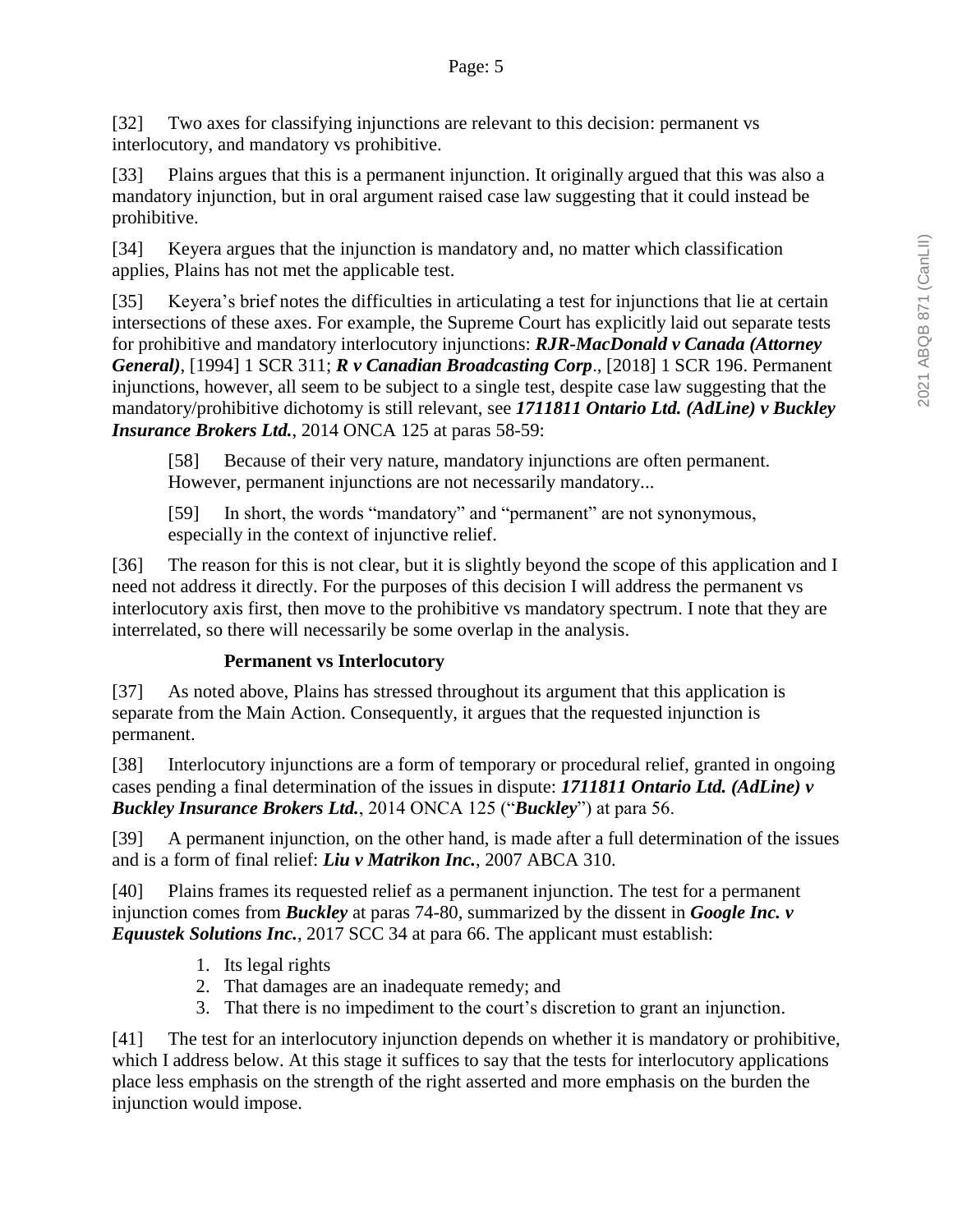[32] Two axes for classifying injunctions are relevant to this decision: permanent vs interlocutory, and mandatory vs prohibitive.

[33] Plains argues that this is a permanent injunction. It originally argued that this was also a mandatory injunction, but in oral argument raised case law suggesting that it could instead be prohibitive.

[34] Keyera argues that the injunction is mandatory and, no matter which classification applies, Plains has not met the applicable test.

[35] Keyera's brief notes the difficulties in articulating a test for injunctions that lie at certain intersections of these axes. For example, the Supreme Court has explicitly laid out separate tests for prohibitive and mandatory interlocutory injunctions: ***RJR-MacDonald v Canada (Attorney General)***, [1994] 1 SCR 311; ***R v Canadian Broadcasting Corp***., [2018] 1 SCR 196. Permanent injunctions, however, all seem to be subject to a single test, despite case law suggesting that the mandatory/prohibitive dichotomy is still relevant, see ***1711811 Ontario Ltd. (AdLine) v Buckley Insurance Brokers Ltd.***, 2014 ONCA 125 at paras 58-59:

> [58] Because of their very nature, mandatory injunctions are often permanent. However, permanent injunctions are not necessarily mandatory...
>
> [59] In short, the words "mandatory" and "permanent" are not synonymous, especially in the context of injunctive relief.

[36] The reason for this is not clear, but it is slightly beyond the scope of this application and I need not address it directly. For the purposes of this decision I will address the permanent vs interlocutory axis first, then move to the prohibitive vs mandatory spectrum. I note that they are interrelated, so there will necessarily be some overlap in the analysis.

### Permanent vs Interlocutory

[37] As noted above, Plains has stressed throughout its argument that this application is separate from the Main Action. Consequently, it argues that the requested injunction is permanent.

[38] Interlocutory injunctions are a form of temporary or procedural relief, granted in ongoing cases pending a final determination of the issues in dispute: ***1711811 Ontario Ltd. (AdLine) v Buckley Insurance Brokers Ltd.***, 2014 ONCA 125 ("***Buckley***") at para 56.

[39] A permanent injunction, on the other hand, is made after a full determination of the issues and is a form of final relief: ***Liu v Matrikon Inc.***, 2007 ABCA 310.

[40] Plains frames its requested relief as a permanent injunction. The test for a permanent injunction comes from ***Buckley*** at paras 74-80, summarized by the dissent in ***Google Inc. v Equustek Solutions Inc.***, 2017 SCC 34 at para 66. The applicant must establish:

1. Its legal rights
2. That damages are an inadequate remedy; and
3. That there is no impediment to the court's discretion to grant an injunction.

[41] The test for an interlocutory injunction depends on whether it is mandatory or prohibitive, which I address below. At this stage it suffices to say that the tests for interlocutory applications place less emphasis on the strength of the right asserted and more emphasis on the burden the injunction would impose.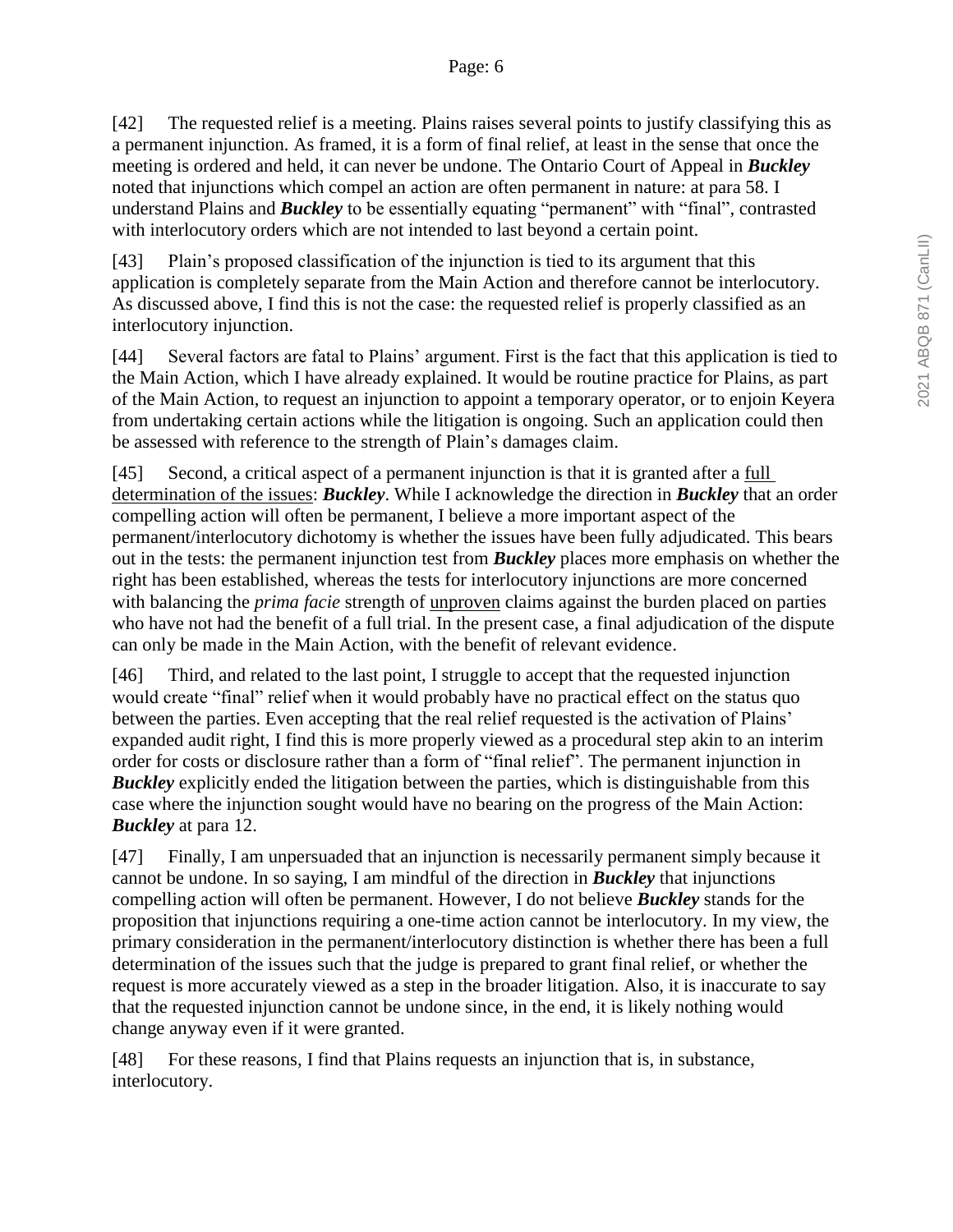[42] The requested relief is a meeting. Plains raises several points to justify classifying this as a permanent injunction. As framed, it is a form of final relief, at least in the sense that once the meeting is ordered and held, it can never be undone. The Ontario Court of Appeal in ***Buckley*** noted that injunctions which compel an action are often permanent in nature: at para 58. I understand Plains and ***Buckley*** to be essentially equating "permanent" with "final", contrasted with interlocutory orders which are not intended to last beyond a certain point.

[43] Plain's proposed classification of the injunction is tied to its argument that this application is completely separate from the Main Action and therefore cannot be interlocutory. As discussed above, I find this is not the case: the requested relief is properly classified as an interlocutory injunction.

[44] Several factors are fatal to Plains' argument. First is the fact that this application is tied to the Main Action, which I have already explained. It would be routine practice for Plains, as part of the Main Action, to request an injunction to appoint a temporary operator, or to enjoin Keyera from undertaking certain actions while the litigation is ongoing. Such an application could then be assessed with reference to the strength of Plain's damages claim.

[45] Second, a critical aspect of a permanent injunction is that it is granted after a <u>full determination of the issues</u>: ***Buckley***. While I acknowledge the direction in ***Buckley*** that an order compelling action will often be permanent, I believe a more important aspect of the permanent/interlocutory dichotomy is whether the issues have been fully adjudicated. This bears out in the tests: the permanent injunction test from ***Buckley*** places more emphasis on whether the right has been established, whereas the tests for interlocutory injunctions are more concerned with balancing the *prima facie* strength of <u>unproven</u> claims against the burden placed on parties who have not had the benefit of a full trial. In the present case, a final adjudication of the dispute can only be made in the Main Action, with the benefit of relevant evidence.

[46] Third, and related to the last point, I struggle to accept that the requested injunction would create "final" relief when it would probably have no practical effect on the status quo between the parties. Even accepting that the real relief requested is the activation of Plains' expanded audit right, I find this is more properly viewed as a procedural step akin to an interim order for costs or disclosure rather than a form of "final relief". The permanent injunction in ***Buckley*** explicitly ended the litigation between the parties, which is distinguishable from this case where the injunction sought would have no bearing on the progress of the Main Action: ***Buckley*** at para 12.

[47] Finally, I am unpersuaded that an injunction is necessarily permanent simply because it cannot be undone. In so saying, I am mindful of the direction in ***Buckley*** that injunctions compelling action will often be permanent. However, I do not believe ***Buckley*** stands for the proposition that injunctions requiring a one-time action cannot be interlocutory. In my view, the primary consideration in the permanent/interlocutory distinction is whether there has been a full determination of the issues such that the judge is prepared to grant final relief, or whether the request is more accurately viewed as a step in the broader litigation. Also, it is inaccurate to say that the requested injunction cannot be undone since, in the end, it is likely nothing would change anyway even if it were granted.

[48] For these reasons, I find that Plains requests an injunction that is, in substance, interlocutory.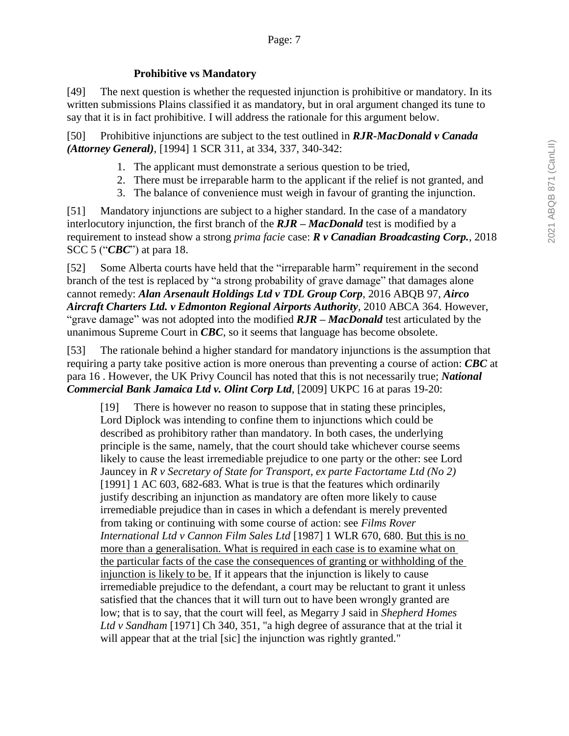### Prohibitive vs Mandatory

[49] The next question is whether the requested injunction is prohibitive or mandatory. In its written submissions Plains classified it as mandatory, but in oral argument changed its tune to say that it is in fact prohibitive. I will address the rationale for this argument below.

[50] Prohibitive injunctions are subject to the test outlined in ***RJR-MacDonald v Canada (Attorney General)***, [1994] 1 SCR 311, at 334, 337, 340-342:

1. The applicant must demonstrate a serious question to be tried,
2. There must be irreparable harm to the applicant if the relief is not granted, and
3. The balance of convenience must weigh in favour of granting the injunction.

[51] Mandatory injunctions are subject to a higher standard. In the case of a mandatory interlocutory injunction, the first branch of the ***RJR – MacDonald*** test is modified by a requirement to instead show a strong *prima facie* case: ***R v Canadian Broadcasting Corp.***, 2018 SCC 5 ("***CBC***") at para 18.

[52] Some Alberta courts have held that the "irreparable harm" requirement in the second branch of the test is replaced by "a strong probability of grave damage" that damages alone cannot remedy: ***Alan Arsenault Holdings Ltd v TDL Group Corp***, 2016 ABQB 97, ***Airco Aircraft Charters Ltd. v Edmonton Regional Airports Authority***, 2010 ABCA 364. However, "grave damage" was not adopted into the modified ***RJR – MacDonald*** test articulated by the unanimous Supreme Court in ***CBC***, so it seems that language has become obsolete.

[53] The rationale behind a higher standard for mandatory injunctions is the assumption that requiring a party take positive action is more onerous than preventing a course of action: ***CBC*** at para 16 . However, the UK Privy Council has noted that this is not necessarily true; ***National Commercial Bank Jamaica Ltd v. Olint Corp Ltd***, [2009] UKPC 16 at paras 19-20:

> [19] There is however no reason to suppose that in stating these principles, Lord Diplock was intending to confine them to injunctions which could be described as prohibitory rather than mandatory. In both cases, the underlying principle is the same, namely, that the court should take whichever course seems likely to cause the least irremediable prejudice to one party or the other: see Lord Jauncey in *R v Secretary of State for Transport, ex parte Factortame Ltd (No 2)* [1991] 1 AC 603, 682-683. What is true is that the features which ordinarily justify describing an injunction as mandatory are often more likely to cause irremediable prejudice than in cases in which a defendant is merely prevented from taking or continuing with some course of action: see *Films Rover International Ltd v Cannon Film Sales Ltd* [1987] 1 WLR 670, 680. <u>But this is no more than a generalisation. What is required in each case is to examine what on the particular facts of the case the consequences of granting or withholding of the injunction is likely to be.</u> If it appears that the injunction is likely to cause irremediable prejudice to the defendant, a court may be reluctant to grant it unless satisfied that the chances that it will turn out to have been wrongly granted are low; that is to say, that the court will feel, as Megarry J said in *Shepherd Homes Ltd v Sandham* [1971] Ch 340, 351, "a high degree of assurance that at the trial it will appear that at the trial [sic] the injunction was rightly granted."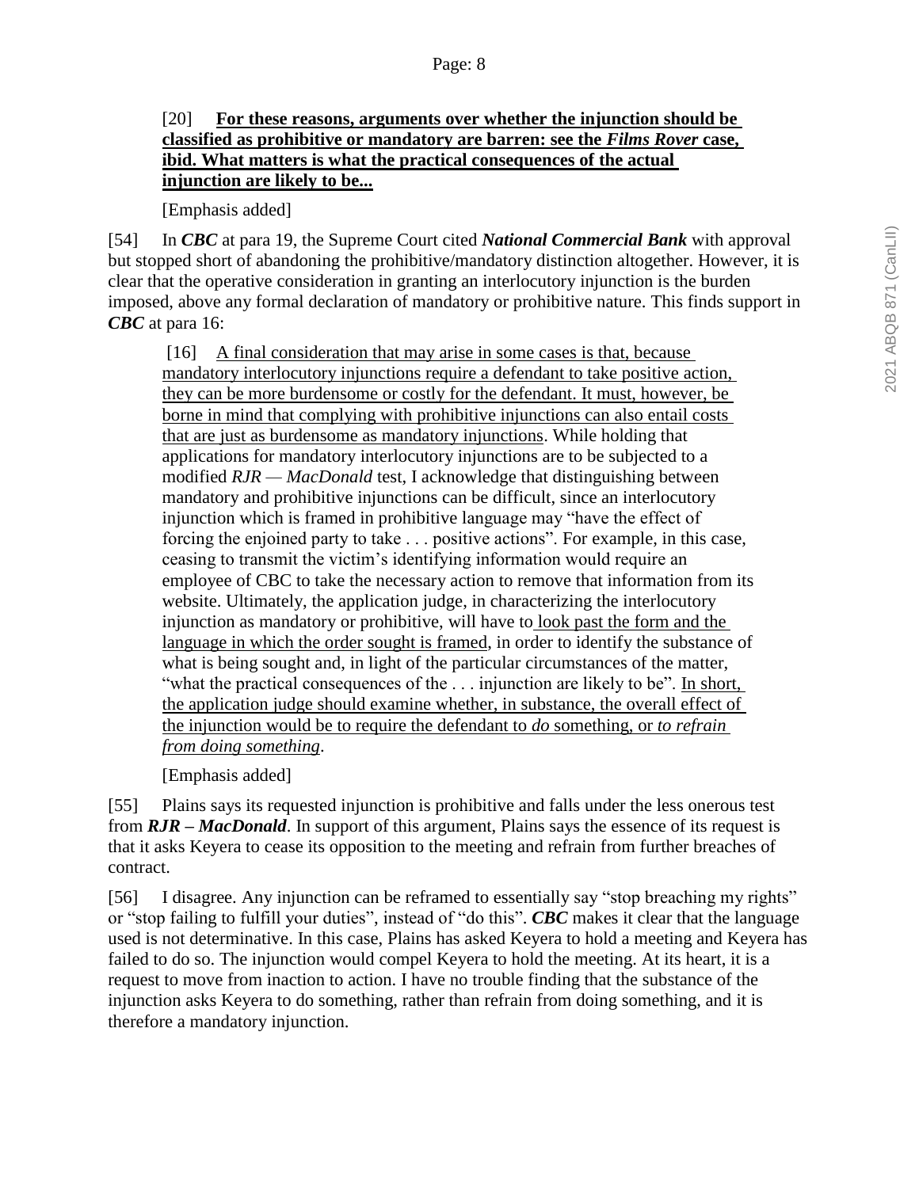> [20] **For these reasons, arguments over whether the injunction should be classified as prohibitive or mandatory are barren: see the *Films Rover* case, ibid. What matters is what the practical consequences of the actual injunction are likely to be...**
>
> [Emphasis added]

[54] In ***CBC*** at para 19, the Supreme Court cited ***National Commercial Bank*** with approval but stopped short of abandoning the prohibitive/mandatory distinction altogether. However, it is clear that the operative consideration in granting an interlocutory injunction is the burden imposed, above any formal declaration of mandatory or prohibitive nature. This finds support in ***CBC*** at para 16:

> [16] A final consideration that may arise in some cases is that, because mandatory interlocutory injunctions require a defendant to take positive action, they can be more burdensome or costly for the defendant. It must, however, be borne in mind that complying with prohibitive injunctions can also entail costs that are just as burdensome as mandatory injunctions. While holding that applications for mandatory interlocutory injunctions are to be subjected to a modified *RJR — MacDonald* test, I acknowledge that distinguishing between mandatory and prohibitive injunctions can be difficult, since an interlocutory injunction which is framed in prohibitive language may "have the effect of forcing the enjoined party to take . . . positive actions". For example, in this case, ceasing to transmit the victim's identifying information would require an employee of CBC to take the necessary action to remove that information from its website. Ultimately, the application judge, in characterizing the interlocutory injunction as mandatory or prohibitive, will have to look past the form and the language in which the order sought is framed, in order to identify the substance of what is being sought and, in light of the particular circumstances of the matter, "what the practical consequences of the . . . injunction are likely to be". In short, the application judge should examine whether, in substance, the overall effect of the injunction would be to require the defendant to *do* something, or *to refrain from doing something*.
>
> [Emphasis added]

[55] Plains says its requested injunction is prohibitive and falls under the less onerous test from ***RJR – MacDonald***. In support of this argument, Plains says the essence of its request is that it asks Keyera to cease its opposition to the meeting and refrain from further breaches of contract.

[56] I disagree. Any injunction can be reframed to essentially say "stop breaching my rights" or "stop failing to fulfill your duties", instead of "do this". ***CBC*** makes it clear that the language used is not determinative. In this case, Plains has asked Keyera to hold a meeting and Keyera has failed to do so. The injunction would compel Keyera to hold the meeting. At its heart, it is a request to move from inaction to action. I have no trouble finding that the substance of the injunction asks Keyera to do something, rather than refrain from doing something, and it is therefore a mandatory injunction.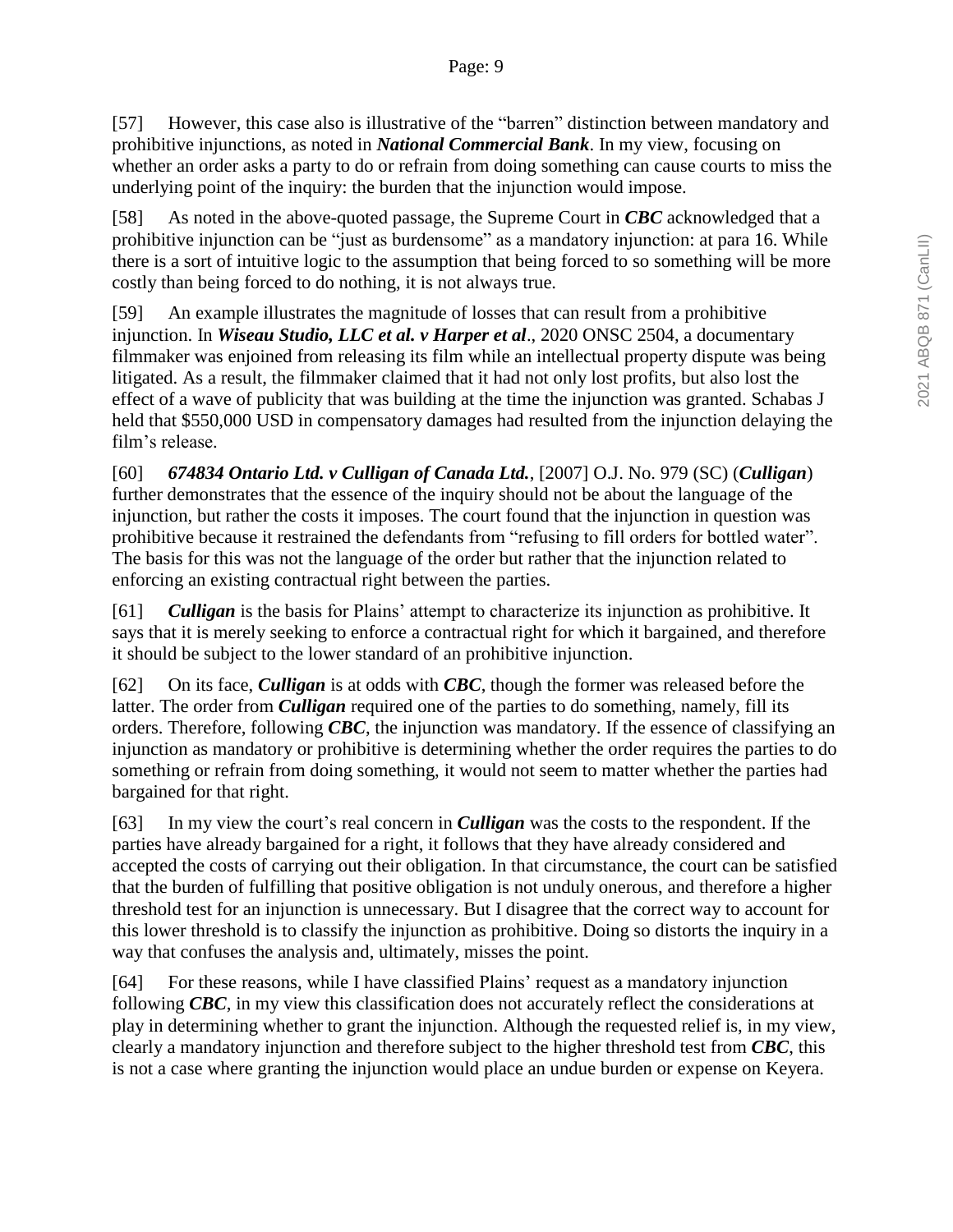[57] However, this case also is illustrative of the “barren” distinction between mandatory and prohibitive injunctions, as noted in ***National Commercial Bank***. In my view, focusing on whether an order asks a party to do or refrain from doing something can cause courts to miss the underlying point of the inquiry: the burden that the injunction would impose.

[58] As noted in the above-quoted passage, the Supreme Court in ***CBC*** acknowledged that a prohibitive injunction can be “just as burdensome” as a mandatory injunction: at para 16. While there is a sort of intuitive logic to the assumption that being forced to so something will be more costly than being forced to do nothing, it is not always true.

[59] An example illustrates the magnitude of losses that can result from a prohibitive injunction. In ***Wiseau Studio, LLC et al. v Harper et al***., 2020 ONSC 2504, a documentary filmmaker was enjoined from releasing its film while an intellectual property dispute was being litigated. As a result, the filmmaker claimed that it had not only lost profits, but also lost the effect of a wave of publicity that was building at the time the injunction was granted. Schabas J held that $550,000 USD in compensatory damages had resulted from the injunction delaying the film’s release.

[60] ***674834 Ontario Ltd. v Culligan of Canada Ltd.***, [2007] O.J. No. 979 (SC) (***Culligan***) further demonstrates that the essence of the inquiry should not be about the language of the injunction, but rather the costs it imposes. The court found that the injunction in question was prohibitive because it restrained the defendants from “refusing to fill orders for bottled water”. The basis for this was not the language of the order but rather that the injunction related to enforcing an existing contractual right between the parties.

[61] ***Culligan*** is the basis for Plains’ attempt to characterize its injunction as prohibitive. It says that it is merely seeking to enforce a contractual right for which it bargained, and therefore it should be subject to the lower standard of an prohibitive injunction.

[62] On its face, ***Culligan*** is at odds with ***CBC***, though the former was released before the latter. The order from ***Culligan*** required one of the parties to do something, namely, fill its orders. Therefore, following ***CBC***, the injunction was mandatory. If the essence of classifying an injunction as mandatory or prohibitive is determining whether the order requires the parties to do something or refrain from doing something, it would not seem to matter whether the parties had bargained for that right.

[63] In my view the court’s real concern in ***Culligan*** was the costs to the respondent. If the parties have already bargained for a right, it follows that they have already considered and accepted the costs of carrying out their obligation. In that circumstance, the court can be satisfied that the burden of fulfilling that positive obligation is not unduly onerous, and therefore a higher threshold test for an injunction is unnecessary. But I disagree that the correct way to account for this lower threshold is to classify the injunction as prohibitive. Doing so distorts the inquiry in a way that confuses the analysis and, ultimately, misses the point.

[64] For these reasons, while I have classified Plains’ request as a mandatory injunction following ***CBC***, in my view this classification does not accurately reflect the considerations at play in determining whether to grant the injunction. Although the requested relief is, in my view, clearly a mandatory injunction and therefore subject to the higher threshold test from ***CBC***, this is not a case where granting the injunction would place an undue burden or expense on Keyera.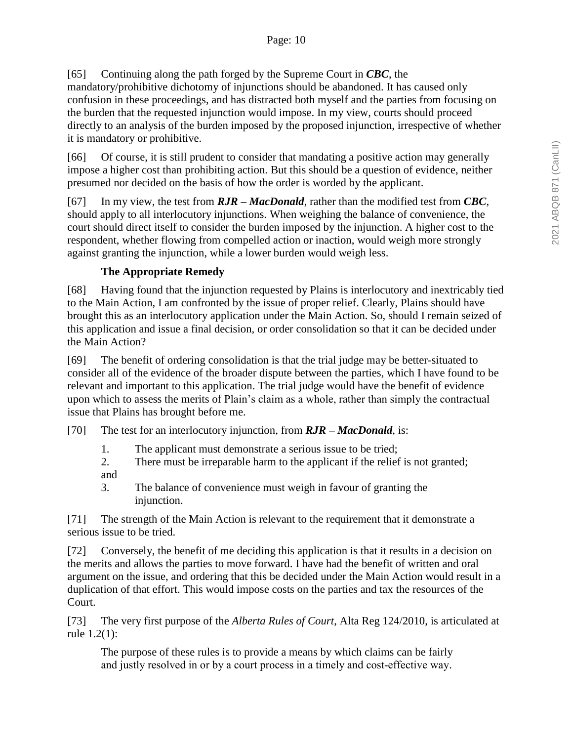[65] Continuing along the path forged by the Supreme Court in ***CBC***, the mandatory/prohibitive dichotomy of injunctions should be abandoned. It has caused only confusion in these proceedings, and has distracted both myself and the parties from focusing on the burden that the requested injunction would impose. In my view, courts should proceed directly to an analysis of the burden imposed by the proposed injunction, irrespective of whether it is mandatory or prohibitive.

[66] Of course, it is still prudent to consider that mandating a positive action may generally impose a higher cost than prohibiting action. But this should be a question of evidence, neither presumed nor decided on the basis of how the order is worded by the applicant.

[67] In my view, the test from ***RJR – MacDonald***, rather than the modified test from ***CBC***, should apply to all interlocutory injunctions. When weighing the balance of convenience, the court should direct itself to consider the burden imposed by the injunction. A higher cost to the respondent, whether flowing from compelled action or inaction, would weigh more strongly against granting the injunction, while a lower burden would weigh less.

**The Appropriate Remedy**

[68] Having found that the injunction requested by Plains is interlocutory and inextricably tied to the Main Action, I am confronted by the issue of proper relief. Clearly, Plains should have brought this as an interlocutory application under the Main Action. So, should I remain seized of this application and issue a final decision, or order consolidation so that it can be decided under the Main Action?

[69] The benefit of ordering consolidation is that the trial judge may be better-situated to consider all of the evidence of the broader dispute between the parties, which I have found to be relevant and important to this application. The trial judge would have the benefit of evidence upon which to assess the merits of Plain's claim as a whole, rather than simply the contractual issue that Plains has brought before me.

[70] The test for an interlocutory injunction, from ***RJR – MacDonald***, is:

1. The applicant must demonstrate a serious issue to be tried;
2. There must be irreparable harm to the applicant if the relief is not granted; and
3. The balance of convenience must weigh in favour of granting the injunction.

[71] The strength of the Main Action is relevant to the requirement that it demonstrate a serious issue to be tried.

[72] Conversely, the benefit of me deciding this application is that it results in a decision on the merits and allows the parties to move forward. I have had the benefit of written and oral argument on the issue, and ordering that this be decided under the Main Action would result in a duplication of that effort. This would impose costs on the parties and tax the resources of the Court.

[73] The very first purpose of the *Alberta Rules of Court*, Alta Reg 124/2010, is articulated at rule 1.2(1):

> The purpose of these rules is to provide a means by which claims can be fairly and justly resolved in or by a court process in a timely and cost-effective way.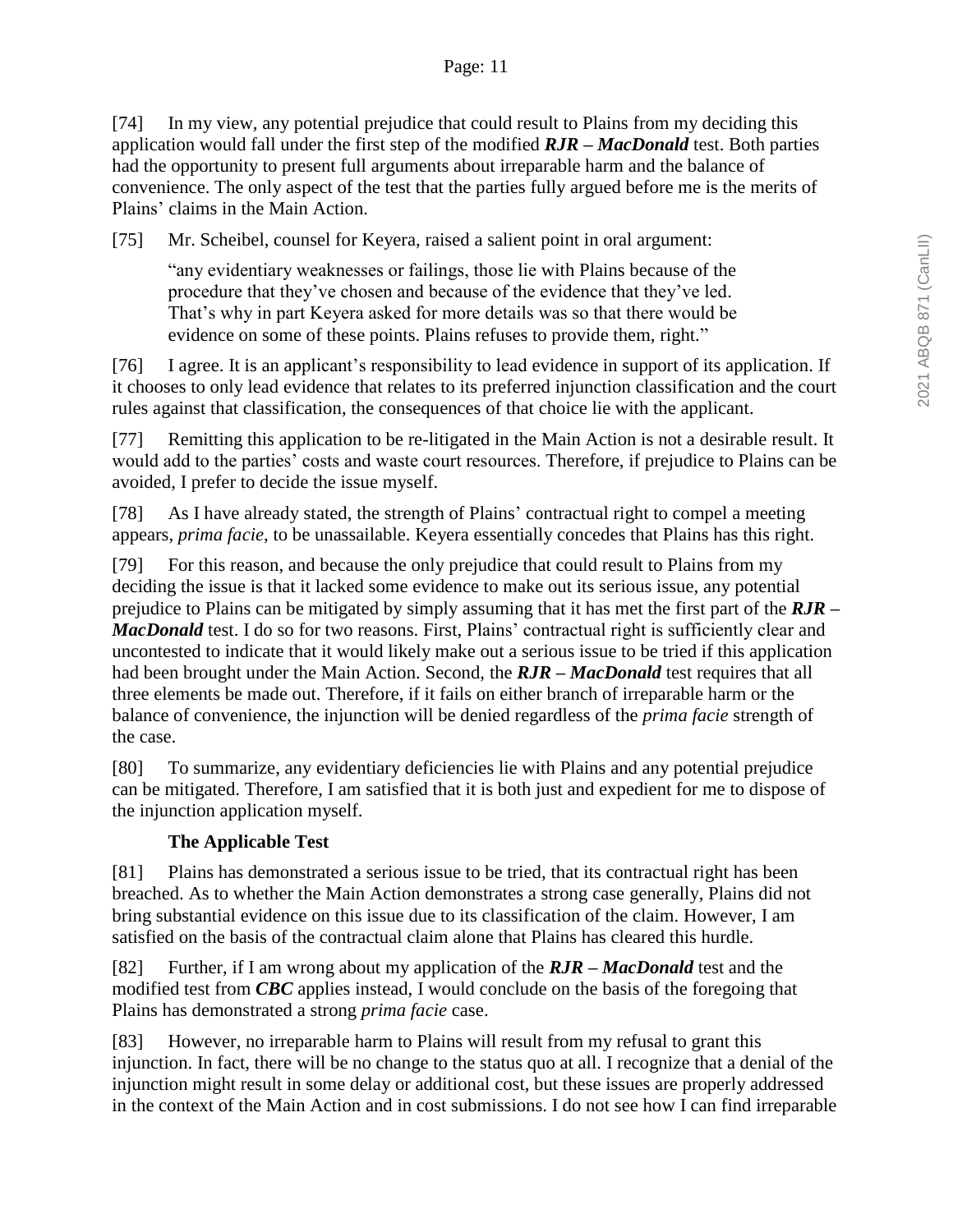[74] In my view, any potential prejudice that could result to Plains from my deciding this application would fall under the first step of the modified ***RJR – MacDonald*** test. Both parties had the opportunity to present full arguments about irreparable harm and the balance of convenience. The only aspect of the test that the parties fully argued before me is the merits of Plains' claims in the Main Action.

[75] Mr. Scheibel, counsel for Keyera, raised a salient point in oral argument:

> "any evidentiary weaknesses or failings, those lie with Plains because of the procedure that they've chosen and because of the evidence that they've led. That's why in part Keyera asked for more details was so that there would be evidence on some of these points. Plains refuses to provide them, right."

[76] I agree. It is an applicant's responsibility to lead evidence in support of its application. If it chooses to only lead evidence that relates to its preferred injunction classification and the court rules against that classification, the consequences of that choice lie with the applicant.

[77] Remitting this application to be re-litigated in the Main Action is not a desirable result. It would add to the parties' costs and waste court resources. Therefore, if prejudice to Plains can be avoided, I prefer to decide the issue myself.

[78] As I have already stated, the strength of Plains' contractual right to compel a meeting appears, *prima facie*, to be unassailable. Keyera essentially concedes that Plains has this right.

[79] For this reason, and because the only prejudice that could result to Plains from my deciding the issue is that it lacked some evidence to make out its serious issue, any potential prejudice to Plains can be mitigated by simply assuming that it has met the first part of the ***RJR – MacDonald*** test. I do so for two reasons. First, Plains' contractual right is sufficiently clear and uncontested to indicate that it would likely make out a serious issue to be tried if this application had been brought under the Main Action. Second, the ***RJR – MacDonald*** test requires that all three elements be made out. Therefore, if it fails on either branch of irreparable harm or the balance of convenience, the injunction will be denied regardless of the *prima facie* strength of the case.

[80] To summarize, any evidentiary deficiencies lie with Plains and any potential prejudice can be mitigated. Therefore, I am satisfied that it is both just and expedient for me to dispose of the injunction application myself.

### The Applicable Test

[81] Plains has demonstrated a serious issue to be tried, that its contractual right has been breached. As to whether the Main Action demonstrates a strong case generally, Plains did not bring substantial evidence on this issue due to its classification of the claim. However, I am satisfied on the basis of the contractual claim alone that Plains has cleared this hurdle.

[82] Further, if I am wrong about my application of the ***RJR – MacDonald*** test and the modified test from ***CBC*** applies instead, I would conclude on the basis of the foregoing that Plains has demonstrated a strong *prima facie* case.

[83] However, no irreparable harm to Plains will result from my refusal to grant this injunction. In fact, there will be no change to the status quo at all. I recognize that a denial of the injunction might result in some delay or additional cost, but these issues are properly addressed in the context of the Main Action and in cost submissions. I do not see how I can find irreparable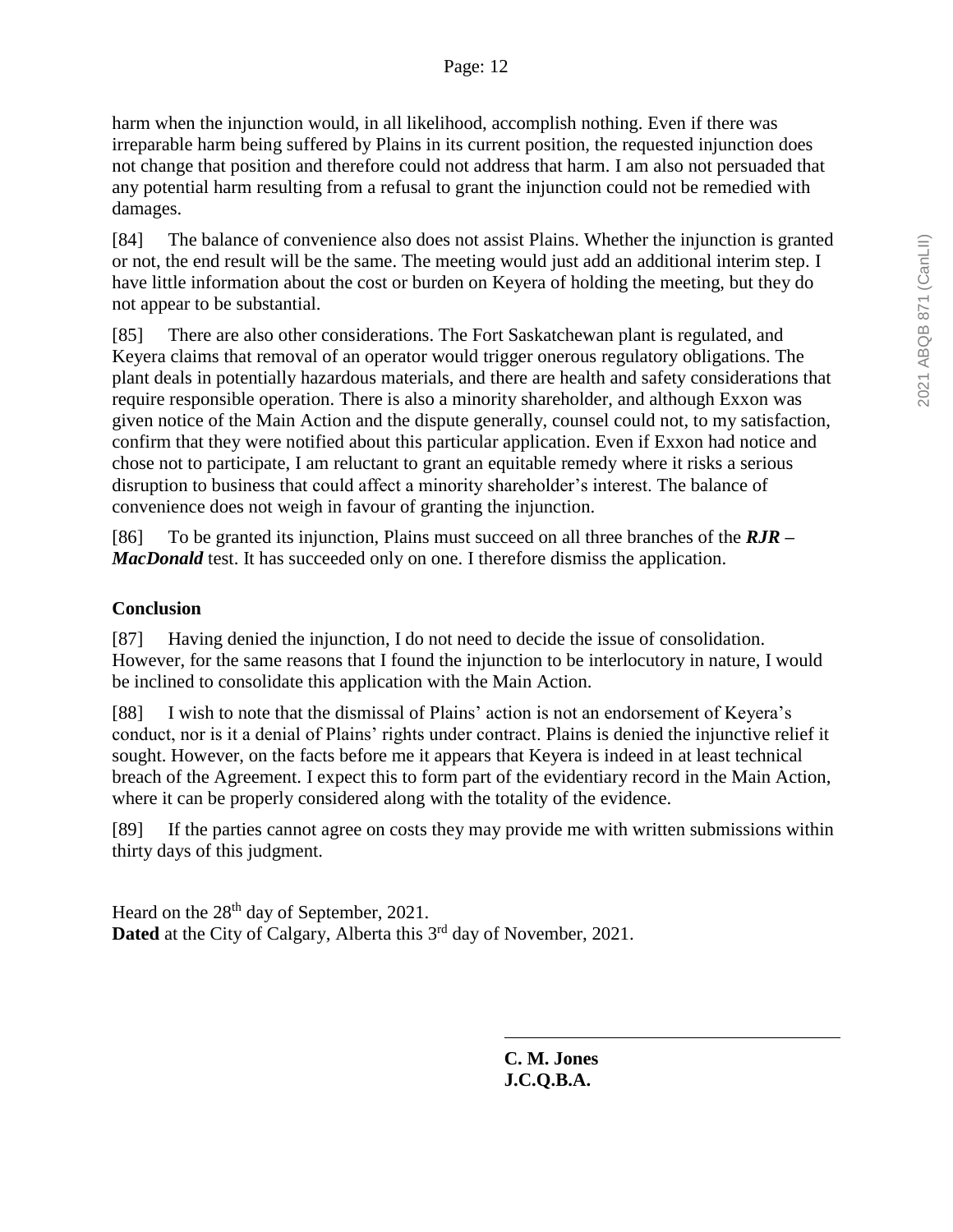harm when the injunction would, in all likelihood, accomplish nothing. Even if there was irreparable harm being suffered by Plains in its current position, the requested injunction does not change that position and therefore could not address that harm. I am also not persuaded that any potential harm resulting from a refusal to grant the injunction could not be remedied with damages.

[84] The balance of convenience also does not assist Plains. Whether the injunction is granted or not, the end result will be the same. The meeting would just add an additional interim step. I have little information about the cost or burden on Keyera of holding the meeting, but they do not appear to be substantial.

[85] There are also other considerations. The Fort Saskatchewan plant is regulated, and Keyera claims that removal of an operator would trigger onerous regulatory obligations. The plant deals in potentially hazardous materials, and there are health and safety considerations that require responsible operation. There is also a minority shareholder, and although Exxon was given notice of the Main Action and the dispute generally, counsel could not, to my satisfaction, confirm that they were notified about this particular application. Even if Exxon had notice and chose not to participate, I am reluctant to grant an equitable remedy where it risks a serious disruption to business that could affect a minority shareholder's interest. The balance of convenience does not weigh in favour of granting the injunction.

[86] To be granted its injunction, Plains must succeed on all three branches of the ***RJR – MacDonald*** test. It has succeeded only on one. I therefore dismiss the application.

## Conclusion

[87] Having denied the injunction, I do not need to decide the issue of consolidation. However, for the same reasons that I found the injunction to be interlocutory in nature, I would be inclined to consolidate this application with the Main Action.

[88] I wish to note that the dismissal of Plains' action is not an endorsement of Keyera's conduct, nor is it a denial of Plains' rights under contract. Plains is denied the injunctive relief it sought. However, on the facts before me it appears that Keyera is indeed in at least technical breach of the Agreement. I expect this to form part of the evidentiary record in the Main Action, where it can be properly considered along with the totality of the evidence.

[89] If the parties cannot agree on costs they may provide me with written submissions within thirty days of this judgment.

Heard on the 28th day of September, 2021.
**Dated** at the City of Calgary, Alberta this 3rd day of November, 2021.

**C. M. Jones**
**J.C.Q.B.A.**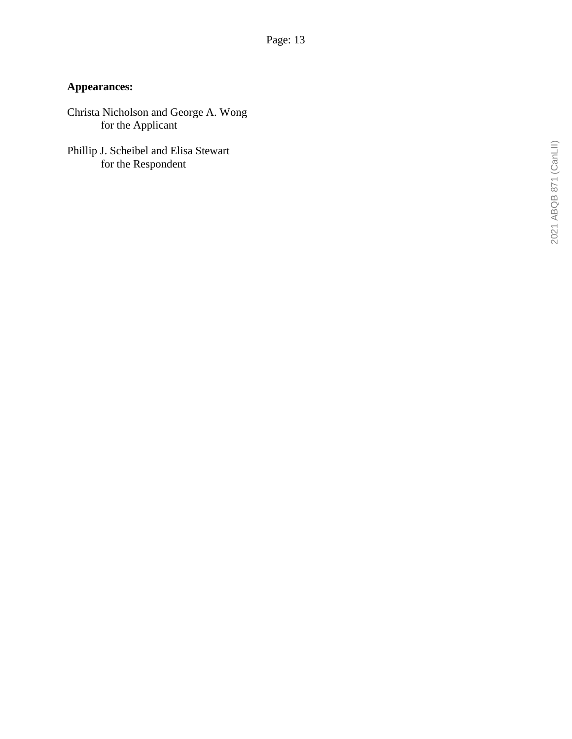**Appearances:**

Christa Nicholson and George A. Wong
for the Applicant

Phillip J. Scheibel and Elisa Stewart
for the Respondent